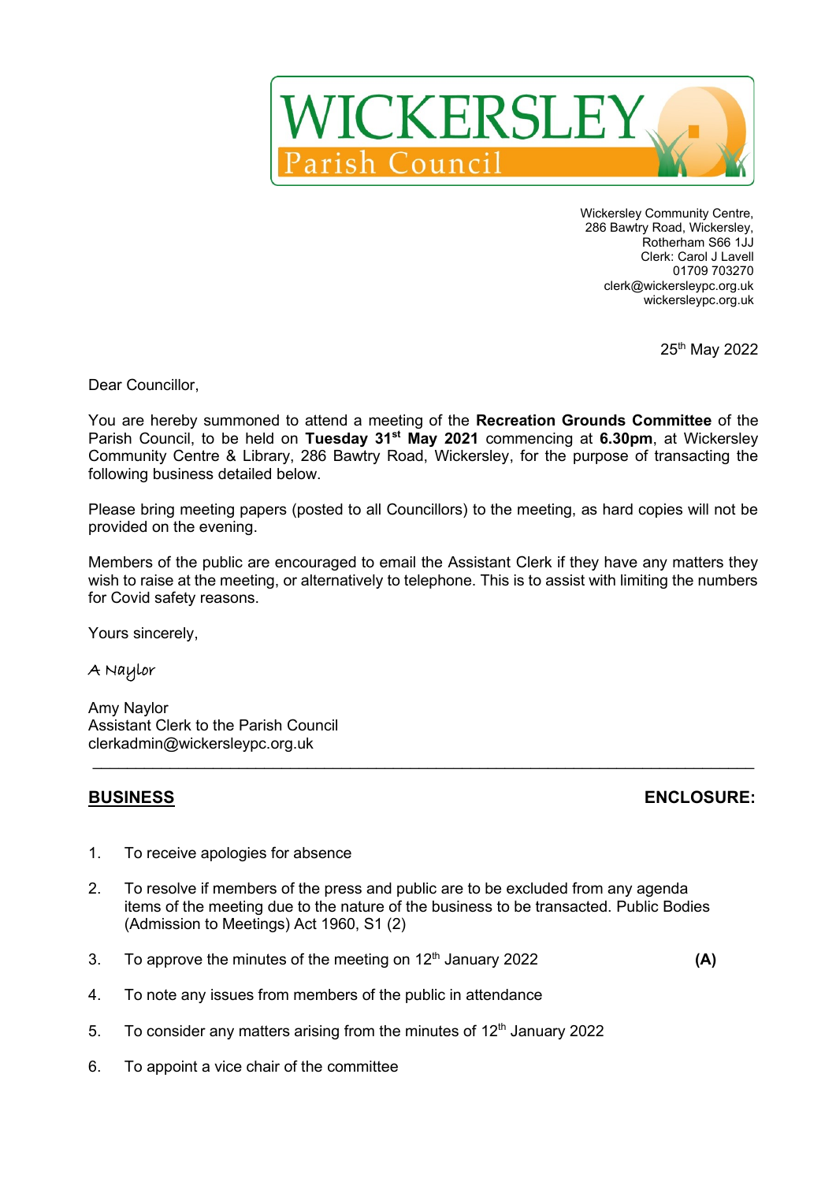# WICKERSLEY Parish Council

Wickersley Community Centre,
286 Bawtry Road, Wickersley,
Rotherham S66 1JJ
Clerk: Carol J Lavell
01709 703270
clerk@wickersleypc.org.uk
wickersleypc.org.uk

25th May 2022

Dear Councillor,

You are hereby summoned to attend a meeting of the **Recreation Grounds Committee** of the Parish Council, to be held on **Tuesday 31st May 2021** commencing at **6.30pm**, at Wickersley Community Centre & Library, 286 Bawtry Road, Wickersley, for the purpose of transacting the following business detailed below.

Please bring meeting papers (posted to all Councillors) to the meeting, as hard copies will not be provided on the evening.

Members of the public are encouraged to email the Assistant Clerk if they have any matters they wish to raise at the meeting, or alternatively to telephone. This is to assist with limiting the numbers for Covid safety reasons.

Yours sincerely,

A Naylor

Amy Naylor
Assistant Clerk to the Parish Council
clerkadmin@wickersleypc.org.uk

---

## BUSINESS — ENCLOSURE:

1. To receive apologies for absence
2. To resolve if members of the press and public are to be excluded from any agenda items of the meeting due to the nature of the business to be transacted. Public Bodies (Admission to Meetings) Act 1960, S1 (2)
3. To approve the minutes of the meeting on 12th January 2022 **(A)**
4. To note any issues from members of the public in attendance
5. To consider any matters arising from the minutes of 12th January 2022
6. To appoint a vice chair of the committee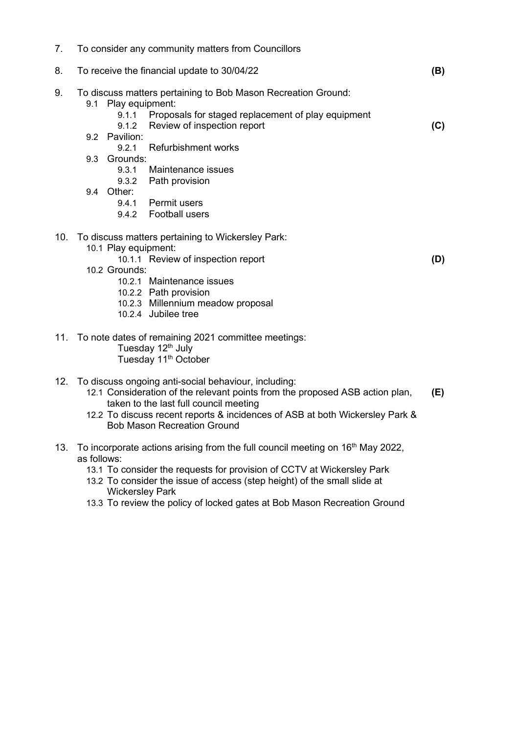7. To consider any community matters from Councillors

8. To receive the financial update to 30/04/22 **(B)**

9. To discuss matters pertaining to Bob Mason Recreation Ground:
   - 9.1 Play equipment:
     - 9.1.1 Proposals for staged replacement of play equipment
     - 9.1.2 Review of inspection report **(C)**
   - 9.2 Pavilion:
     - 9.2.1 Refurbishment works
   - 9.3 Grounds:
     - 9.3.1 Maintenance issues
     - 9.3.2 Path provision
   - 9.4 Other:
     - 9.4.1 Permit users
     - 9.4.2 Football users

10. To discuss matters pertaining to Wickersley Park:
    - 10.1 Play equipment:
      - 10.1.1 Review of inspection report **(D)**
    - 10.2 Grounds:
      - 10.2.1 Maintenance issues
      - 10.2.2 Path provision
      - 10.2.3 Millennium meadow proposal
      - 10.2.4 Jubilee tree

11. To note dates of remaining 2021 committee meetings:
    Tuesday 12th July
    Tuesday 11th October

12. To discuss ongoing anti-social behaviour, including:
    - 12.1 Consideration of the relevant points from the proposed ASB action plan, taken to the last full council meeting **(E)**
    - 12.2 To discuss recent reports & incidences of ASB at both Wickersley Park & Bob Mason Recreation Ground

13. To incorporate actions arising from the full council meeting on 16th May 2022, as follows:
    - 13.1 To consider the requests for provision of CCTV at Wickersley Park
    - 13.2 To consider the issue of access (step height) of the small slide at Wickersley Park
    - 13.3 To review the policy of locked gates at Bob Mason Recreation Ground